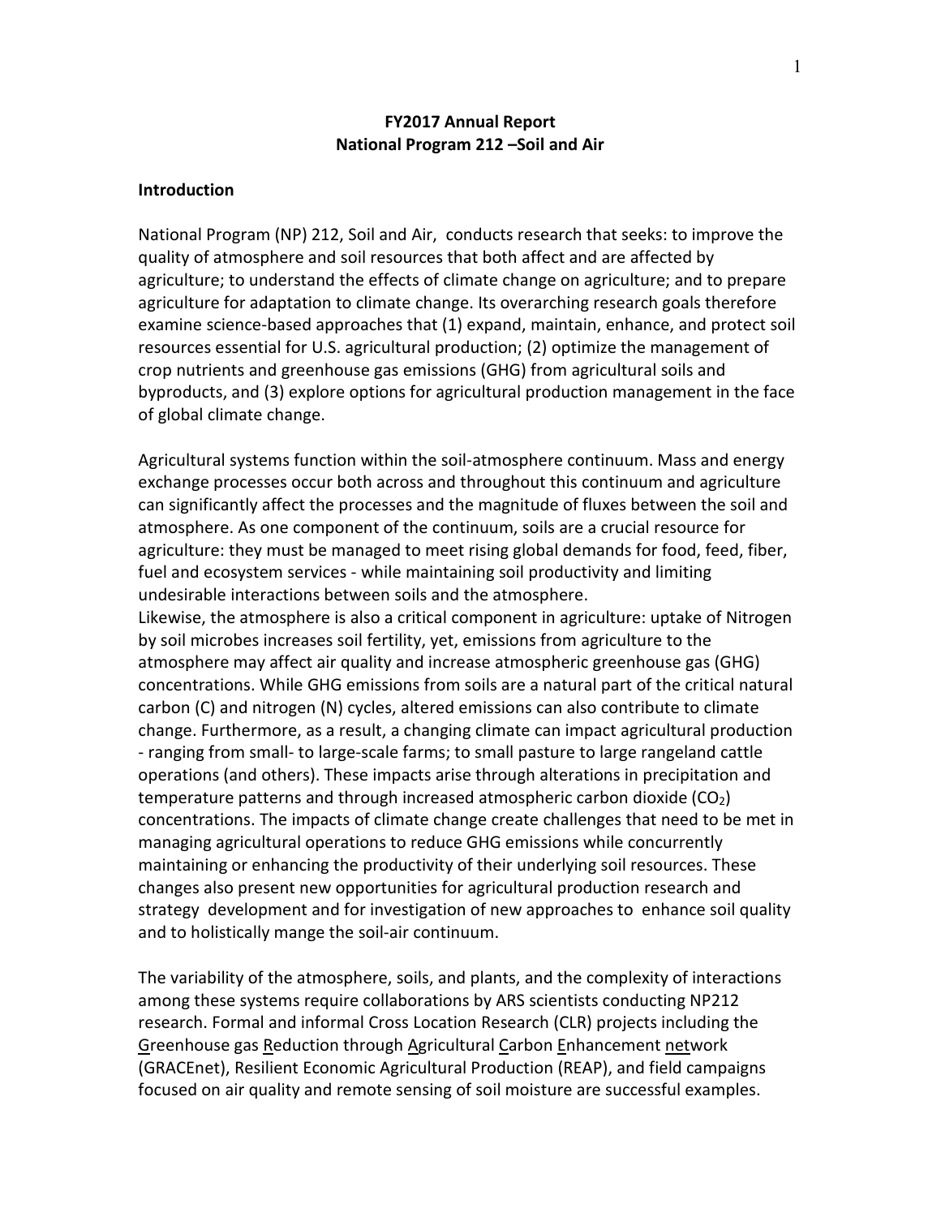**FY2017 Annual Report**
**National Program 212 –Soil and Air**

## Introduction

National Program (NP) 212, Soil and Air, conducts research that seeks: to improve the quality of atmosphere and soil resources that both affect and are affected by agriculture; to understand the effects of climate change on agriculture; and to prepare agriculture for adaptation to climate change. Its overarching research goals therefore examine science-based approaches that (1) expand, maintain, enhance, and protect soil resources essential for U.S. agricultural production; (2) optimize the management of crop nutrients and greenhouse gas emissions (GHG) from agricultural soils and byproducts, and (3) explore options for agricultural production management in the face of global climate change.

Agricultural systems function within the soil-atmosphere continuum. Mass and energy exchange processes occur both across and throughout this continuum and agriculture can significantly affect the processes and the magnitude of fluxes between the soil and atmosphere. As one component of the continuum, soils are a crucial resource for agriculture: they must be managed to meet rising global demands for food, feed, fiber, fuel and ecosystem services - while maintaining soil productivity and limiting undesirable interactions between soils and the atmosphere.

Likewise, the atmosphere is also a critical component in agriculture: uptake of Nitrogen by soil microbes increases soil fertility, yet, emissions from agriculture to the atmosphere may affect air quality and increase atmospheric greenhouse gas (GHG) concentrations. While GHG emissions from soils are a natural part of the critical natural carbon (C) and nitrogen (N) cycles, altered emissions can also contribute to climate change. Furthermore, as a result, a changing climate can impact agricultural production - ranging from small- to large-scale farms; to small pasture to large rangeland cattle operations (and others). These impacts arise through alterations in precipitation and temperature patterns and through increased atmospheric carbon dioxide ($CO_2$) concentrations. The impacts of climate change create challenges that need to be met in managing agricultural operations to reduce GHG emissions while concurrently maintaining or enhancing the productivity of their underlying soil resources. These changes also present new opportunities for agricultural production research and strategy development and for investigation of new approaches to enhance soil quality and to holistically mange the soil-air continuum.

The variability of the atmosphere, soils, and plants, and the complexity of interactions among these systems require collaborations by ARS scientists conducting NP212 research. Formal and informal Cross Location Research (CLR) projects including the Greenhouse gas Reduction through Agricultural Carbon Enhancement network (GRACEnet), Resilient Economic Agricultural Production (REAP), and field campaigns focused on air quality and remote sensing of soil moisture are successful examples.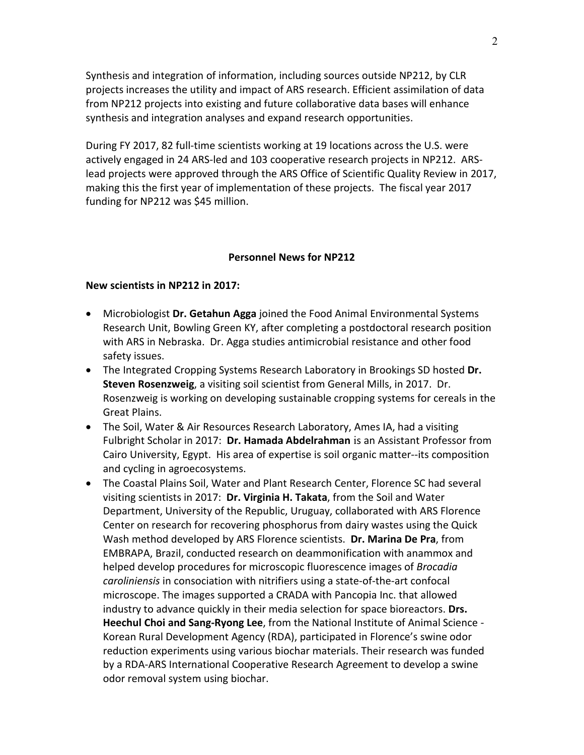Synthesis and integration of information, including sources outside NP212, by CLR projects increases the utility and impact of ARS research. Efficient assimilation of data from NP212 projects into existing and future collaborative data bases will enhance synthesis and integration analyses and expand research opportunities.

During FY 2017, 82 full-time scientists working at 19 locations across the U.S. were actively engaged in 24 ARS-led and 103 cooperative research projects in NP212. ARS-lead projects were approved through the ARS Office of Scientific Quality Review in 2017, making this the first year of implementation of these projects. The fiscal year 2017 funding for NP212 was $45 million.

## Personnel News for NP212

**New scientists in NP212 in 2017:**

- Microbiologist **Dr. Getahun Agga** joined the Food Animal Environmental Systems Research Unit, Bowling Green KY, after completing a postdoctoral research position with ARS in Nebraska. Dr. Agga studies antimicrobial resistance and other food safety issues.
- The Integrated Cropping Systems Research Laboratory in Brookings SD hosted **Dr. Steven Rosenzweig**, a visiting soil scientist from General Mills, in 2017. Dr. Rosenzweig is working on developing sustainable cropping systems for cereals in the Great Plains.
- The Soil, Water & Air Resources Research Laboratory, Ames IA, had a visiting Fulbright Scholar in 2017: **Dr. Hamada Abdelrahman** is an Assistant Professor from Cairo University, Egypt. His area of expertise is soil organic matter--its composition and cycling in agroecosystems.
- The Coastal Plains Soil, Water and Plant Research Center, Florence SC had several visiting scientists in 2017: **Dr. Virginia H. Takata**, from the Soil and Water Department, University of the Republic, Uruguay, collaborated with ARS Florence Center on research for recovering phosphorus from dairy wastes using the Quick Wash method developed by ARS Florence scientists. **Dr. Marina De Pra**, from EMBRAPA, Brazil, conducted research on deammonification with anammox and helped develop procedures for microscopic fluorescence images of *Brocadia caroliniensis* in consociation with nitrifiers using a state-of-the-art confocal microscope. The images supported a CRADA with Pancopia Inc. that allowed industry to advance quickly in their media selection for space bioreactors. **Drs. Heechul Choi and Sang-Ryong Lee**, from the National Institute of Animal Science - Korean Rural Development Agency (RDA), participated in Florence's swine odor reduction experiments using various biochar materials. Their research was funded by a RDA-ARS International Cooperative Research Agreement to develop a swine odor removal system using biochar.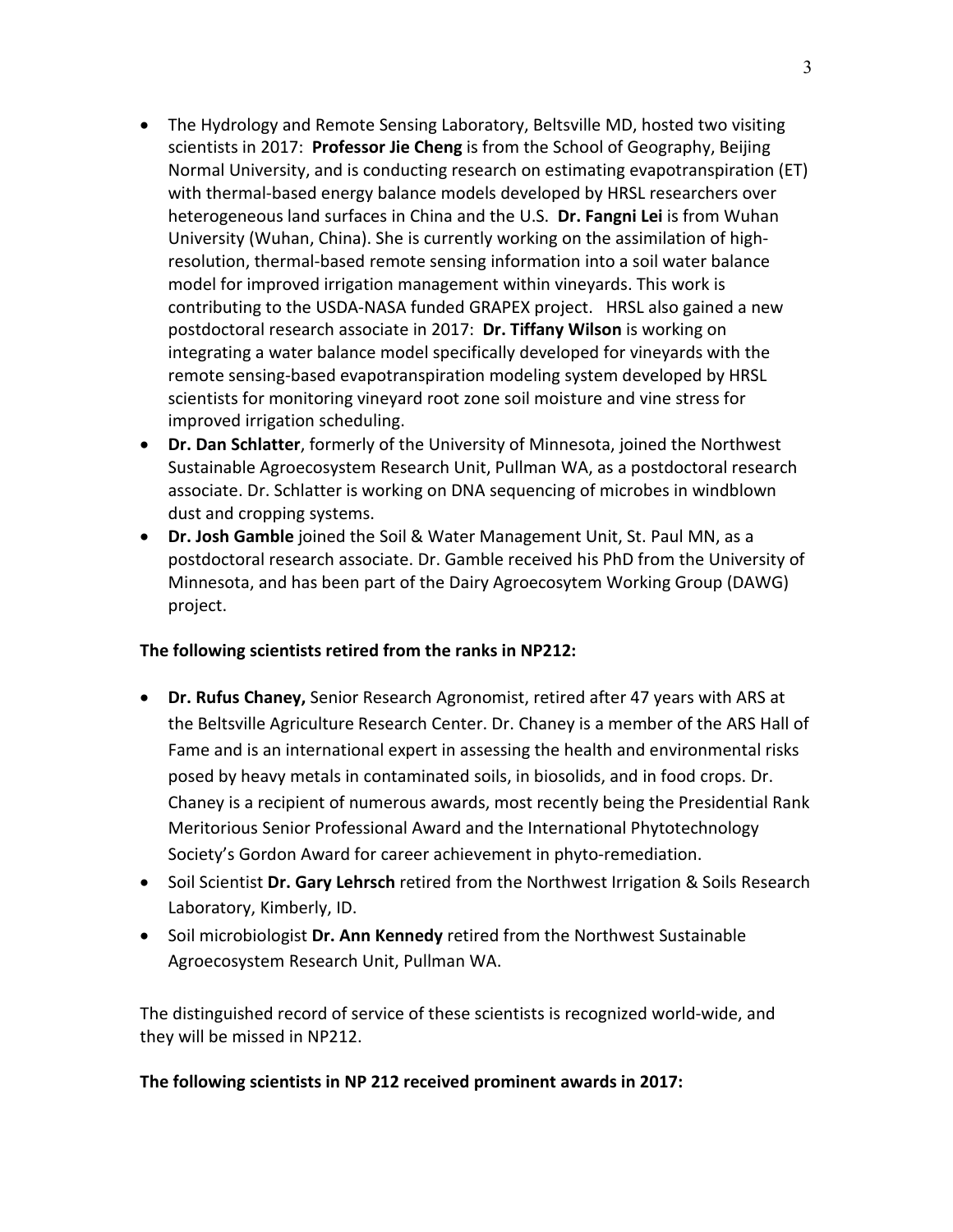- The Hydrology and Remote Sensing Laboratory, Beltsville MD, hosted two visiting scientists in 2017: **Professor Jie Cheng** is from the School of Geography, Beijing Normal University, and is conducting research on estimating evapotranspiration (ET) with thermal-based energy balance models developed by HRSL researchers over heterogeneous land surfaces in China and the U.S. **Dr. Fangni Lei** is from Wuhan University (Wuhan, China). She is currently working on the assimilation of high-resolution, thermal-based remote sensing information into a soil water balance model for improved irrigation management within vineyards. This work is contributing to the USDA-NASA funded GRAPEX project. HRSL also gained a new postdoctoral research associate in 2017: **Dr. Tiffany Wilson** is working on integrating a water balance model specifically developed for vineyards with the remote sensing-based evapotranspiration modeling system developed by HRSL scientists for monitoring vineyard root zone soil moisture and vine stress for improved irrigation scheduling.
- **Dr. Dan Schlatter**, formerly of the University of Minnesota, joined the Northwest Sustainable Agroecosystem Research Unit, Pullman WA, as a postdoctoral research associate. Dr. Schlatter is working on DNA sequencing of microbes in windblown dust and cropping systems.
- **Dr. Josh Gamble** joined the Soil & Water Management Unit, St. Paul MN, as a postdoctoral research associate. Dr. Gamble received his PhD from the University of Minnesota, and has been part of the Dairy Agroecosytem Working Group (DAWG) project.

**The following scientists retired from the ranks in NP212:**

- **Dr. Rufus Chaney,** Senior Research Agronomist, retired after 47 years with ARS at the Beltsville Agriculture Research Center. Dr. Chaney is a member of the ARS Hall of Fame and is an international expert in assessing the health and environmental risks posed by heavy metals in contaminated soils, in biosolids, and in food crops. Dr. Chaney is a recipient of numerous awards, most recently being the Presidential Rank Meritorious Senior Professional Award and the International Phytotechnology Society's Gordon Award for career achievement in phyto-remediation.
- Soil Scientist **Dr. Gary Lehrsch** retired from the Northwest Irrigation & Soils Research Laboratory, Kimberly, ID.
- Soil microbiologist **Dr. Ann Kennedy** retired from the Northwest Sustainable Agroecosystem Research Unit, Pullman WA.

The distinguished record of service of these scientists is recognized world-wide, and they will be missed in NP212.

**The following scientists in NP 212 received prominent awards in 2017:**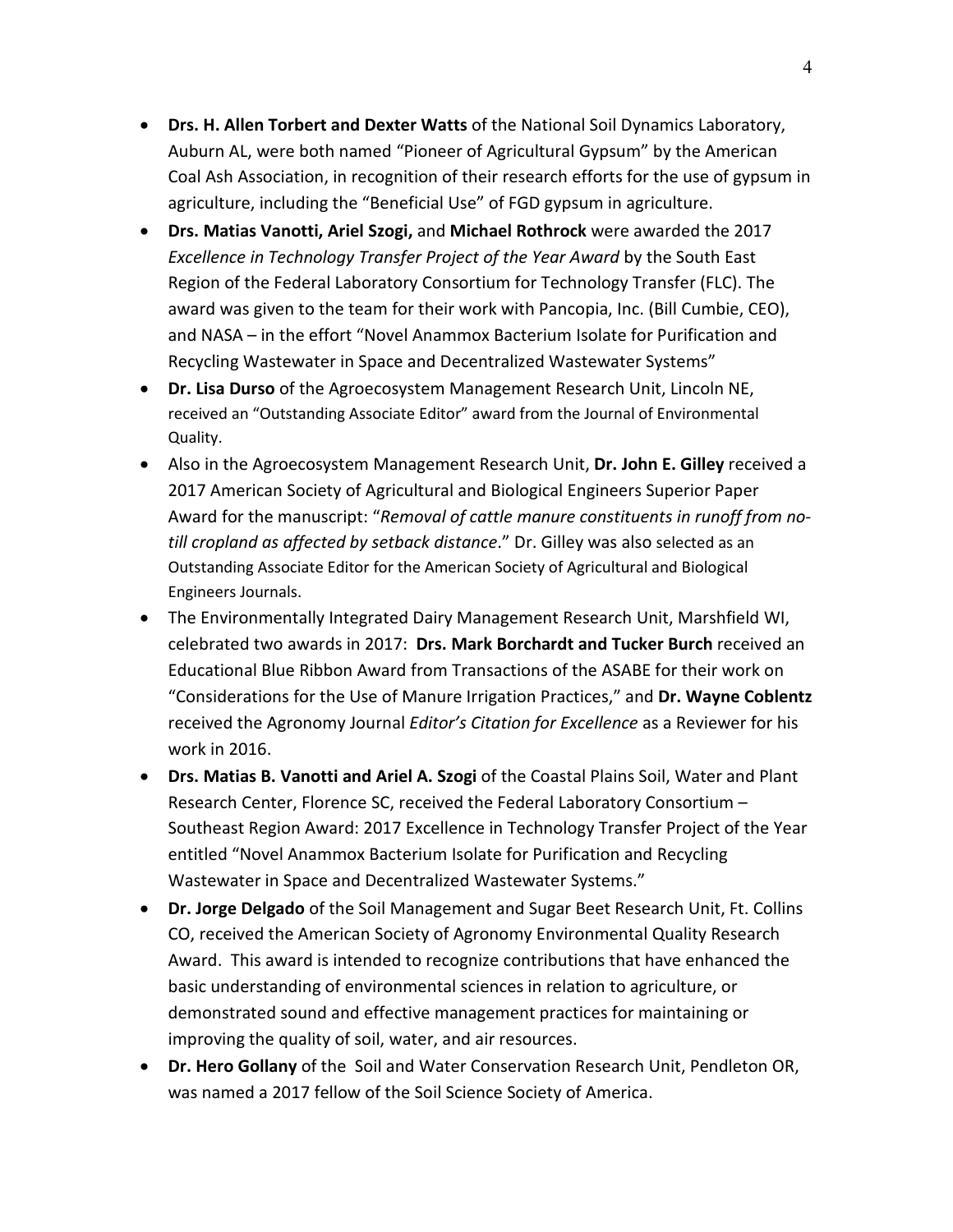- **Drs. H. Allen Torbert and Dexter Watts** of the National Soil Dynamics Laboratory, Auburn AL, were both named "Pioneer of Agricultural Gypsum" by the American Coal Ash Association, in recognition of their research efforts for the use of gypsum in agriculture, including the "Beneficial Use" of FGD gypsum in agriculture.
- **Drs. Matias Vanotti, Ariel Szogi,** and **Michael Rothrock** were awarded the 2017 *Excellence in Technology Transfer Project of the Year Award* by the South East Region of the Federal Laboratory Consortium for Technology Transfer (FLC). The award was given to the team for their work with Pancopia, Inc. (Bill Cumbie, CEO), and NASA – in the effort "Novel Anammox Bacterium Isolate for Purification and Recycling Wastewater in Space and Decentralized Wastewater Systems"
- **Dr. Lisa Durso** of the Agroecosystem Management Research Unit, Lincoln NE, received an "Outstanding Associate Editor" award from the Journal of Environmental Quality.
- Also in the Agroecosystem Management Research Unit, **Dr. John E. Gilley** received a 2017 American Society of Agricultural and Biological Engineers Superior Paper Award for the manuscript: "*Removal of cattle manure constituents in runoff from no-till cropland as affected by setback distance*." Dr. Gilley was also selected as an Outstanding Associate Editor for the American Society of Agricultural and Biological Engineers Journals.
- The Environmentally Integrated Dairy Management Research Unit, Marshfield WI, celebrated two awards in 2017: **Drs. Mark Borchardt and Tucker Burch** received an Educational Blue Ribbon Award from Transactions of the ASABE for their work on "Considerations for the Use of Manure Irrigation Practices," and **Dr. Wayne Coblentz** received the Agronomy Journal *Editor's Citation for Excellence* as a Reviewer for his work in 2016.
- **Drs. Matias B. Vanotti and Ariel A. Szogi** of the Coastal Plains Soil, Water and Plant Research Center, Florence SC, received the Federal Laboratory Consortium – Southeast Region Award: 2017 Excellence in Technology Transfer Project of the Year entitled "Novel Anammox Bacterium Isolate for Purification and Recycling Wastewater in Space and Decentralized Wastewater Systems."
- **Dr. Jorge Delgado** of the Soil Management and Sugar Beet Research Unit, Ft. Collins CO, received the American Society of Agronomy Environmental Quality Research Award. This award is intended to recognize contributions that have enhanced the basic understanding of environmental sciences in relation to agriculture, or demonstrated sound and effective management practices for maintaining or improving the quality of soil, water, and air resources.
- **Dr. Hero Gollany** of the Soil and Water Conservation Research Unit, Pendleton OR, was named a 2017 fellow of the Soil Science Society of America.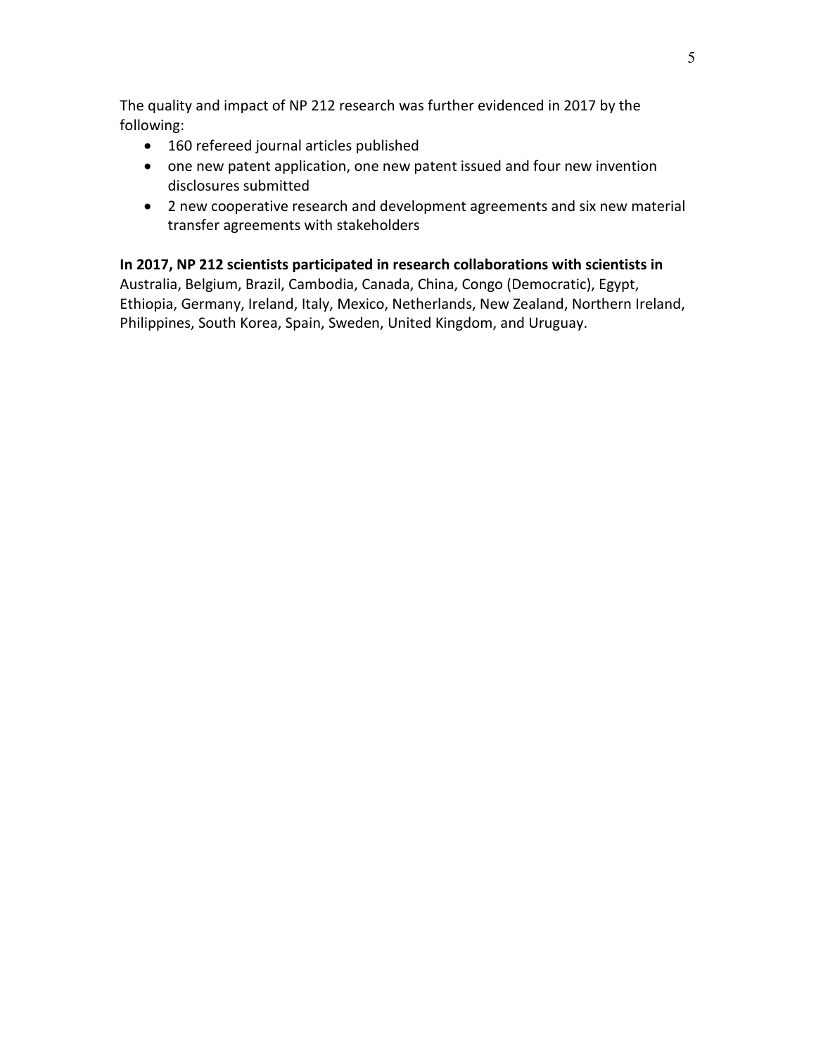The quality and impact of NP 212 research was further evidenced in 2017 by the following:

- 160 refereed journal articles published
- one new patent application, one new patent issued and four new invention disclosures submitted
- 2 new cooperative research and development agreements and six new material transfer agreements with stakeholders

**In 2017, NP 212 scientists participated in research collaborations with scientists in** Australia, Belgium, Brazil, Cambodia, Canada, China, Congo (Democratic), Egypt, Ethiopia, Germany, Ireland, Italy, Mexico, Netherlands, New Zealand, Northern Ireland, Philippines, South Korea, Spain, Sweden, United Kingdom, and Uruguay.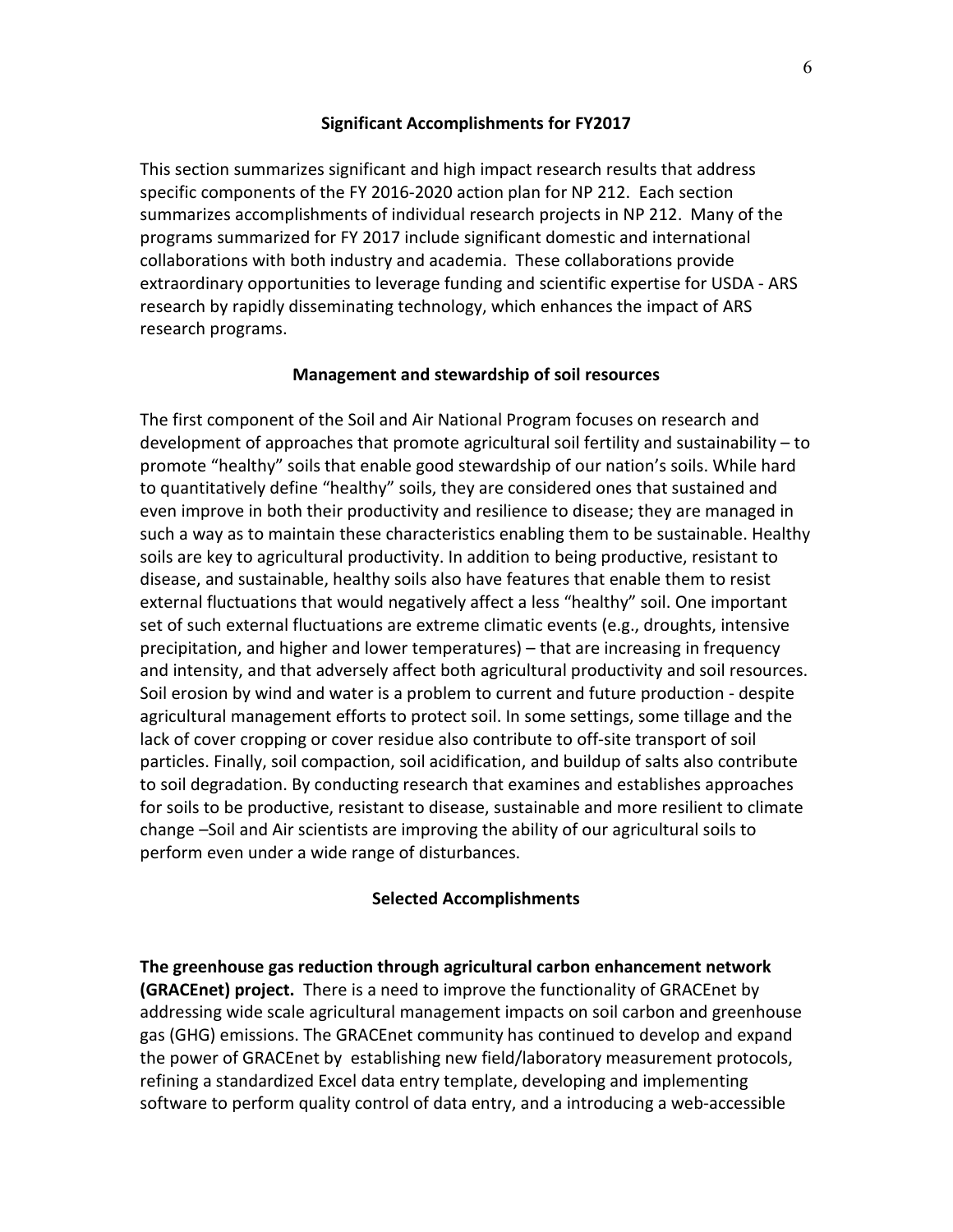## Significant Accomplishments for FY2017

This section summarizes significant and high impact research results that address specific components of the FY 2016-2020 action plan for NP 212. Each section summarizes accomplishments of individual research projects in NP 212. Many of the programs summarized for FY 2017 include significant domestic and international collaborations with both industry and academia. These collaborations provide extraordinary opportunities to leverage funding and scientific expertise for USDA - ARS research by rapidly disseminating technology, which enhances the impact of ARS research programs.

### Management and stewardship of soil resources

The first component of the Soil and Air National Program focuses on research and development of approaches that promote agricultural soil fertility and sustainability – to promote "healthy" soils that enable good stewardship of our nation's soils. While hard to quantitatively define "healthy" soils, they are considered ones that sustained and even improve in both their productivity and resilience to disease; they are managed in such a way as to maintain these characteristics enabling them to be sustainable. Healthy soils are key to agricultural productivity. In addition to being productive, resistant to disease, and sustainable, healthy soils also have features that enable them to resist external fluctuations that would negatively affect a less "healthy" soil. One important set of such external fluctuations are extreme climatic events (e.g., droughts, intensive precipitation, and higher and lower temperatures) – that are increasing in frequency and intensity, and that adversely affect both agricultural productivity and soil resources. Soil erosion by wind and water is a problem to current and future production - despite agricultural management efforts to protect soil. In some settings, some tillage and the lack of cover cropping or cover residue also contribute to off-site transport of soil particles. Finally, soil compaction, soil acidification, and buildup of salts also contribute to soil degradation. By conducting research that examines and establishes approaches for soils to be productive, resistant to disease, sustainable and more resilient to climate change –Soil and Air scientists are improving the ability of our agricultural soils to perform even under a wide range of disturbances.

### Selected Accomplishments

**The greenhouse gas reduction through agricultural carbon enhancement network (GRACEnet) project.** There is a need to improve the functionality of GRACEnet by addressing wide scale agricultural management impacts on soil carbon and greenhouse gas (GHG) emissions. The GRACEnet community has continued to develop and expand the power of GRACEnet by establishing new field/laboratory measurement protocols, refining a standardized Excel data entry template, developing and implementing software to perform quality control of data entry, and a introducing a web-accessible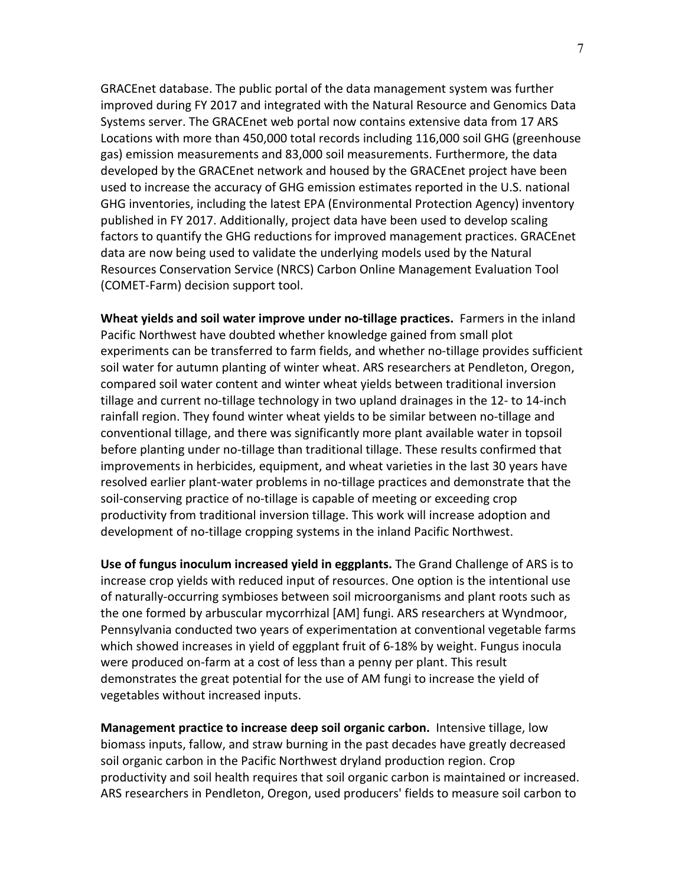GRACEnet database. The public portal of the data management system was further improved during FY 2017 and integrated with the Natural Resource and Genomics Data Systems server. The GRACEnet web portal now contains extensive data from 17 ARS Locations with more than 450,000 total records including 116,000 soil GHG (greenhouse gas) emission measurements and 83,000 soil measurements. Furthermore, the data developed by the GRACEnet network and housed by the GRACEnet project have been used to increase the accuracy of GHG emission estimates reported in the U.S. national GHG inventories, including the latest EPA (Environmental Protection Agency) inventory published in FY 2017. Additionally, project data have been used to develop scaling factors to quantify the GHG reductions for improved management practices. GRACEnet data are now being used to validate the underlying models used by the Natural Resources Conservation Service (NRCS) Carbon Online Management Evaluation Tool (COMET-Farm) decision support tool.

**Wheat yields and soil water improve under no-tillage practices.** Farmers in the inland Pacific Northwest have doubted whether knowledge gained from small plot experiments can be transferred to farm fields, and whether no-tillage provides sufficient soil water for autumn planting of winter wheat. ARS researchers at Pendleton, Oregon, compared soil water content and winter wheat yields between traditional inversion tillage and current no-tillage technology in two upland drainages in the 12- to 14-inch rainfall region. They found winter wheat yields to be similar between no-tillage and conventional tillage, and there was significantly more plant available water in topsoil before planting under no-tillage than traditional tillage. These results confirmed that improvements in herbicides, equipment, and wheat varieties in the last 30 years have resolved earlier plant-water problems in no-tillage practices and demonstrate that the soil-conserving practice of no-tillage is capable of meeting or exceeding crop productivity from traditional inversion tillage. This work will increase adoption and development of no-tillage cropping systems in the inland Pacific Northwest.

**Use of fungus inoculum increased yield in eggplants.** The Grand Challenge of ARS is to increase crop yields with reduced input of resources. One option is the intentional use of naturally-occurring symbioses between soil microorganisms and plant roots such as the one formed by arbuscular mycorrhizal [AM] fungi. ARS researchers at Wyndmoor, Pennsylvania conducted two years of experimentation at conventional vegetable farms which showed increases in yield of eggplant fruit of 6-18% by weight. Fungus inocula were produced on-farm at a cost of less than a penny per plant. This result demonstrates the great potential for the use of AM fungi to increase the yield of vegetables without increased inputs.

**Management practice to increase deep soil organic carbon.** Intensive tillage, low biomass inputs, fallow, and straw burning in the past decades have greatly decreased soil organic carbon in the Pacific Northwest dryland production region. Crop productivity and soil health requires that soil organic carbon is maintained or increased. ARS researchers in Pendleton, Oregon, used producers' fields to measure soil carbon to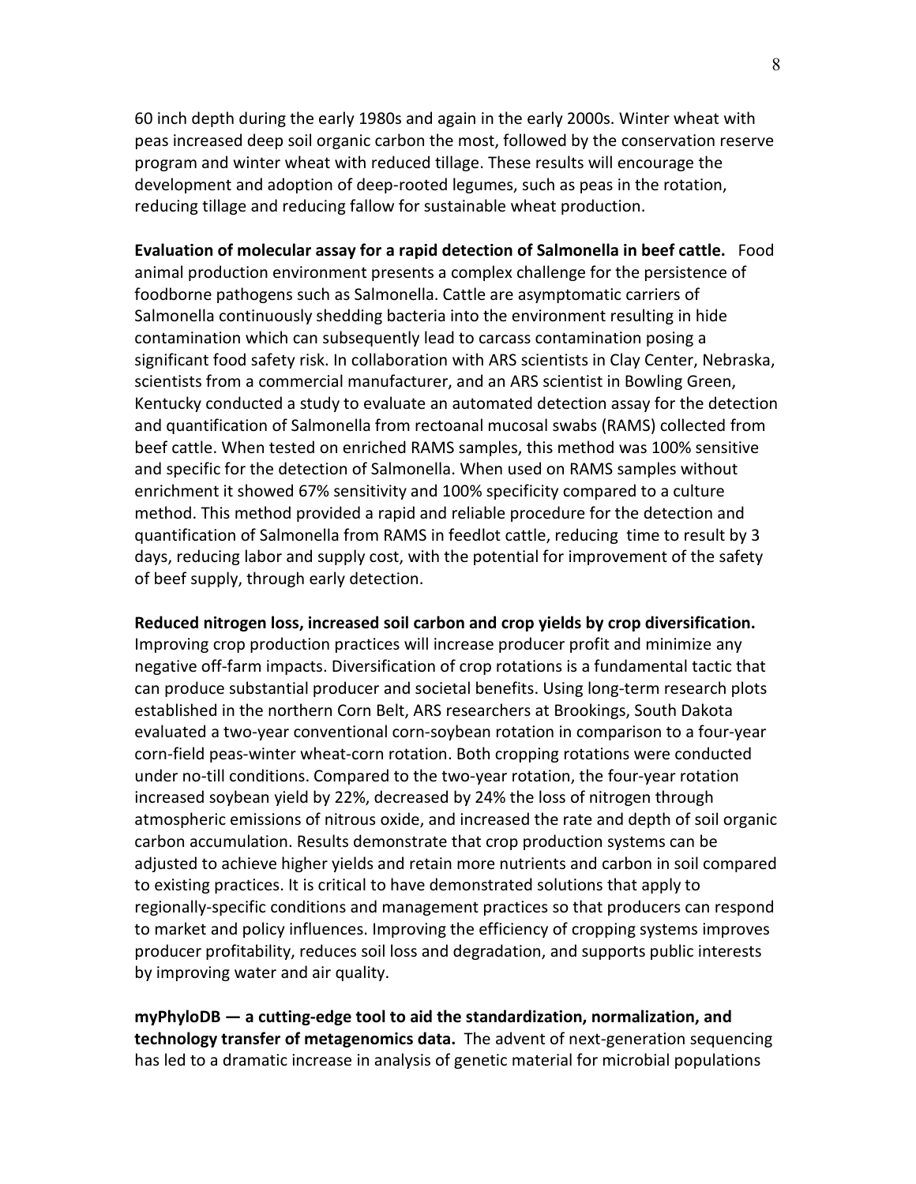60 inch depth during the early 1980s and again in the early 2000s. Winter wheat with peas increased deep soil organic carbon the most, followed by the conservation reserve program and winter wheat with reduced tillage. These results will encourage the development and adoption of deep-rooted legumes, such as peas in the rotation, reducing tillage and reducing fallow for sustainable wheat production.

**Evaluation of molecular assay for a rapid detection of Salmonella in beef cattle.** Food animal production environment presents a complex challenge for the persistence of foodborne pathogens such as Salmonella. Cattle are asymptomatic carriers of Salmonella continuously shedding bacteria into the environment resulting in hide contamination which can subsequently lead to carcass contamination posing a significant food safety risk. In collaboration with ARS scientists in Clay Center, Nebraska, scientists from a commercial manufacturer, and an ARS scientist in Bowling Green, Kentucky conducted a study to evaluate an automated detection assay for the detection and quantification of Salmonella from rectoanal mucosal swabs (RAMS) collected from beef cattle. When tested on enriched RAMS samples, this method was 100% sensitive and specific for the detection of Salmonella. When used on RAMS samples without enrichment it showed 67% sensitivity and 100% specificity compared to a culture method. This method provided a rapid and reliable procedure for the detection and quantification of Salmonella from RAMS in feedlot cattle, reducing time to result by 3 days, reducing labor and supply cost, with the potential for improvement of the safety of beef supply, through early detection.

**Reduced nitrogen loss, increased soil carbon and crop yields by crop diversification.** Improving crop production practices will increase producer profit and minimize any negative off-farm impacts. Diversification of crop rotations is a fundamental tactic that can produce substantial producer and societal benefits. Using long-term research plots established in the northern Corn Belt, ARS researchers at Brookings, South Dakota evaluated a two-year conventional corn-soybean rotation in comparison to a four-year corn-field peas-winter wheat-corn rotation. Both cropping rotations were conducted under no-till conditions. Compared to the two-year rotation, the four-year rotation increased soybean yield by 22%, decreased by 24% the loss of nitrogen through atmospheric emissions of nitrous oxide, and increased the rate and depth of soil organic carbon accumulation. Results demonstrate that crop production systems can be adjusted to achieve higher yields and retain more nutrients and carbon in soil compared to existing practices. It is critical to have demonstrated solutions that apply to regionally-specific conditions and management practices so that producers can respond to market and policy influences. Improving the efficiency of cropping systems improves producer profitability, reduces soil loss and degradation, and supports public interests by improving water and air quality.

**myPhyloDB — a cutting-edge tool to aid the standardization, normalization, and technology transfer of metagenomics data.** The advent of next-generation sequencing has led to a dramatic increase in analysis of genetic material for microbial populations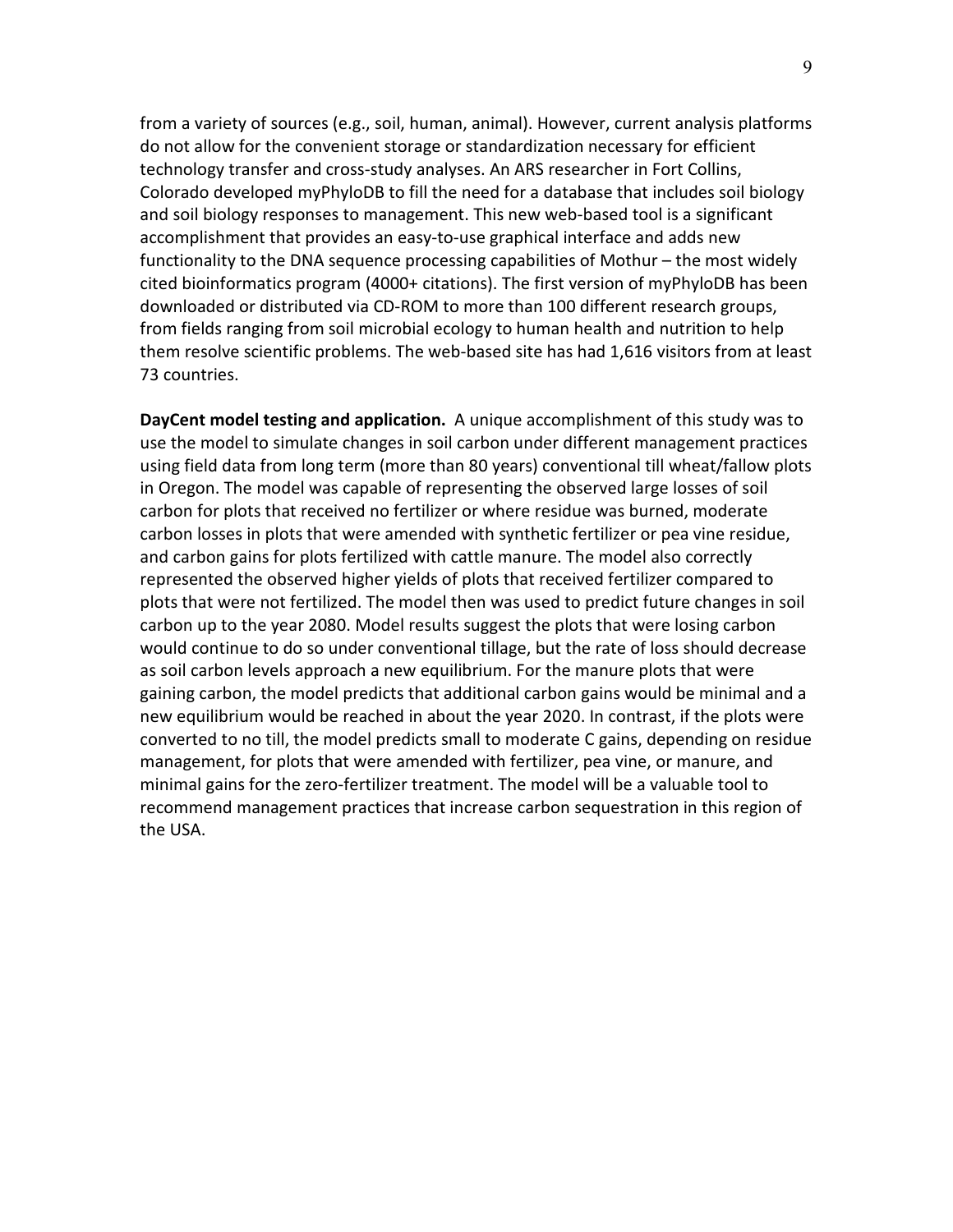from a variety of sources (e.g., soil, human, animal). However, current analysis platforms do not allow for the convenient storage or standardization necessary for efficient technology transfer and cross-study analyses. An ARS researcher in Fort Collins, Colorado developed myPhyloDB to fill the need for a database that includes soil biology and soil biology responses to management. This new web-based tool is a significant accomplishment that provides an easy-to-use graphical interface and adds new functionality to the DNA sequence processing capabilities of Mothur – the most widely cited bioinformatics program (4000+ citations). The first version of myPhyloDB has been downloaded or distributed via CD-ROM to more than 100 different research groups, from fields ranging from soil microbial ecology to human health and nutrition to help them resolve scientific problems. The web-based site has had 1,616 visitors from at least 73 countries.

**DayCent model testing and application.** A unique accomplishment of this study was to use the model to simulate changes in soil carbon under different management practices using field data from long term (more than 80 years) conventional till wheat/fallow plots in Oregon. The model was capable of representing the observed large losses of soil carbon for plots that received no fertilizer or where residue was burned, moderate carbon losses in plots that were amended with synthetic fertilizer or pea vine residue, and carbon gains for plots fertilized with cattle manure. The model also correctly represented the observed higher yields of plots that received fertilizer compared to plots that were not fertilized. The model then was used to predict future changes in soil carbon up to the year 2080. Model results suggest the plots that were losing carbon would continue to do so under conventional tillage, but the rate of loss should decrease as soil carbon levels approach a new equilibrium. For the manure plots that were gaining carbon, the model predicts that additional carbon gains would be minimal and a new equilibrium would be reached in about the year 2020. In contrast, if the plots were converted to no till, the model predicts small to moderate C gains, depending on residue management, for plots that were amended with fertilizer, pea vine, or manure, and minimal gains for the zero-fertilizer treatment. The model will be a valuable tool to recommend management practices that increase carbon sequestration in this region of the USA.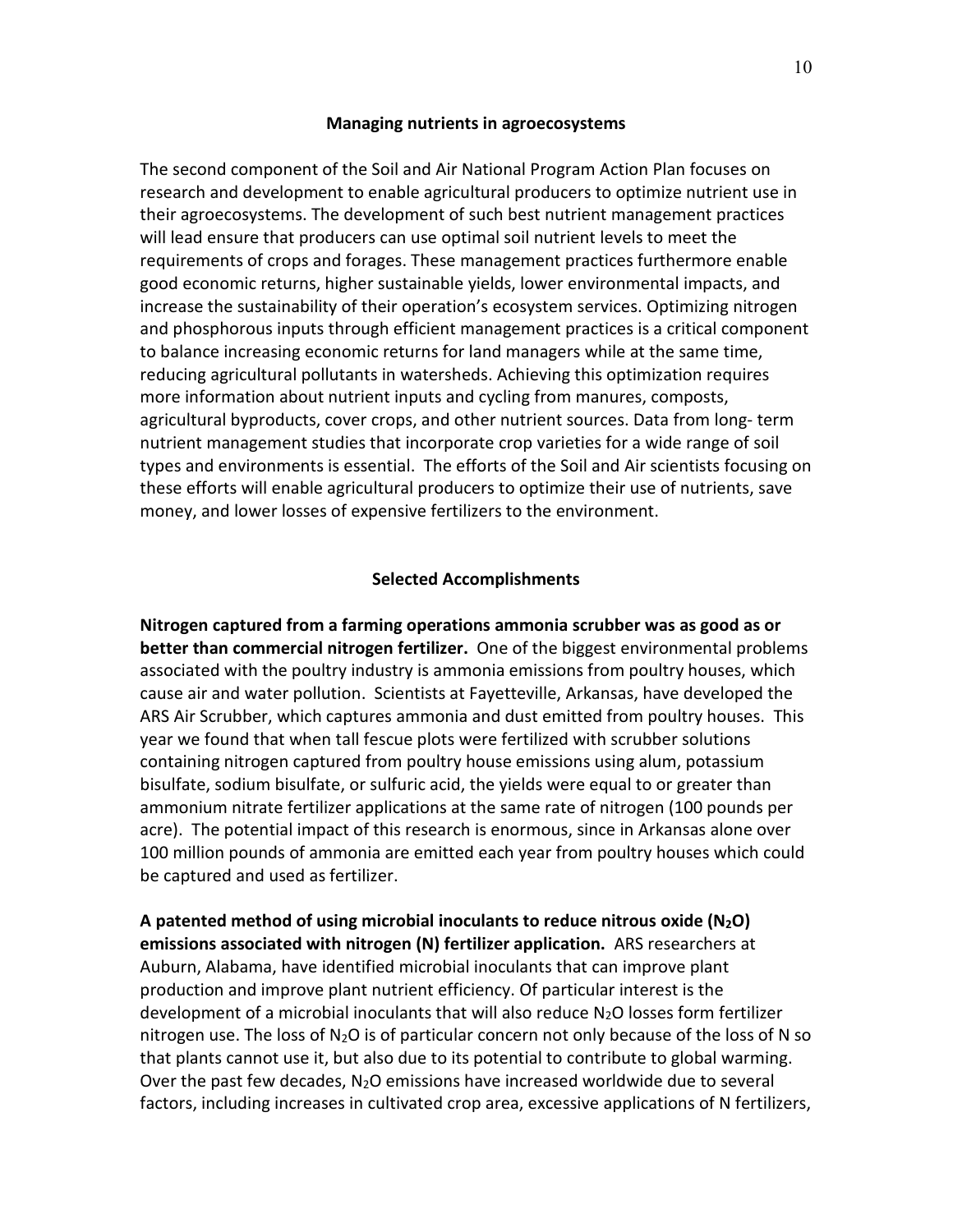## Managing nutrients in agroecosystems

The second component of the Soil and Air National Program Action Plan focuses on research and development to enable agricultural producers to optimize nutrient use in their agroecosystems. The development of such best nutrient management practices will lead ensure that producers can use optimal soil nutrient levels to meet the requirements of crops and forages. These management practices furthermore enable good economic returns, higher sustainable yields, lower environmental impacts, and increase the sustainability of their operation's ecosystem services. Optimizing nitrogen and phosphorous inputs through efficient management practices is a critical component to balance increasing economic returns for land managers while at the same time, reducing agricultural pollutants in watersheds. Achieving this optimization requires more information about nutrient inputs and cycling from manures, composts, agricultural byproducts, cover crops, and other nutrient sources. Data from long- term nutrient management studies that incorporate crop varieties for a wide range of soil types and environments is essential. The efforts of the Soil and Air scientists focusing on these efforts will enable agricultural producers to optimize their use of nutrients, save money, and lower losses of expensive fertilizers to the environment.

## Selected Accomplishments

**Nitrogen captured from a farming operations ammonia scrubber was as good as or better than commercial nitrogen fertilizer.** One of the biggest environmental problems associated with the poultry industry is ammonia emissions from poultry houses, which cause air and water pollution. Scientists at Fayetteville, Arkansas, have developed the ARS Air Scrubber, which captures ammonia and dust emitted from poultry houses. This year we found that when tall fescue plots were fertilized with scrubber solutions containing nitrogen captured from poultry house emissions using alum, potassium bisulfate, sodium bisulfate, or sulfuric acid, the yields were equal to or greater than ammonium nitrate fertilizer applications at the same rate of nitrogen (100 pounds per acre). The potential impact of this research is enormous, since in Arkansas alone over 100 million pounds of ammonia are emitted each year from poultry houses which could be captured and used as fertilizer.

**A patented method of using microbial inoculants to reduce nitrous oxide ($N_2O$) emissions associated with nitrogen (N) fertilizer application.** ARS researchers at Auburn, Alabama, have identified microbial inoculants that can improve plant production and improve plant nutrient efficiency. Of particular interest is the development of a microbial inoculants that will also reduce $N_2O$ losses form fertilizer nitrogen use. The loss of $N_2O$ is of particular concern not only because of the loss of N so that plants cannot use it, but also due to its potential to contribute to global warming. Over the past few decades, $N_2O$ emissions have increased worldwide due to several factors, including increases in cultivated crop area, excessive applications of N fertilizers,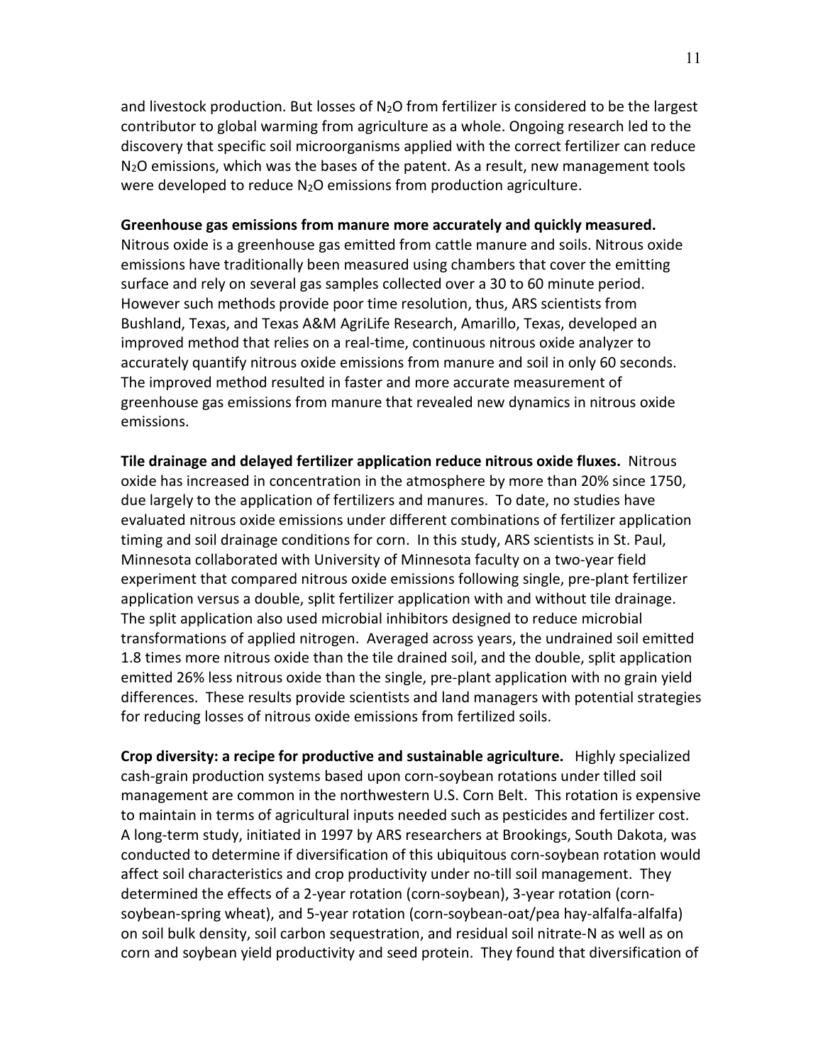and livestock production. But losses of $N_2O$ from fertilizer is considered to be the largest contributor to global warming from agriculture as a whole. Ongoing research led to the discovery that specific soil microorganisms applied with the correct fertilizer can reduce $N_2O$ emissions, which was the bases of the patent. As a result, new management tools were developed to reduce $N_2O$ emissions from production agriculture.

**Greenhouse gas emissions from manure more accurately and quickly measured.** Nitrous oxide is a greenhouse gas emitted from cattle manure and soils. Nitrous oxide emissions have traditionally been measured using chambers that cover the emitting surface and rely on several gas samples collected over a 30 to 60 minute period. However such methods provide poor time resolution, thus, ARS scientists from Bushland, Texas, and Texas A&M AgriLife Research, Amarillo, Texas, developed an improved method that relies on a real-time, continuous nitrous oxide analyzer to accurately quantify nitrous oxide emissions from manure and soil in only 60 seconds. The improved method resulted in faster and more accurate measurement of greenhouse gas emissions from manure that revealed new dynamics in nitrous oxide emissions.

**Tile drainage and delayed fertilizer application reduce nitrous oxide fluxes.** Nitrous oxide has increased in concentration in the atmosphere by more than 20% since 1750, due largely to the application of fertilizers and manures. To date, no studies have evaluated nitrous oxide emissions under different combinations of fertilizer application timing and soil drainage conditions for corn. In this study, ARS scientists in St. Paul, Minnesota collaborated with University of Minnesota faculty on a two-year field experiment that compared nitrous oxide emissions following single, pre-plant fertilizer application versus a double, split fertilizer application with and without tile drainage. The split application also used microbial inhibitors designed to reduce microbial transformations of applied nitrogen. Averaged across years, the undrained soil emitted 1.8 times more nitrous oxide than the tile drained soil, and the double, split application emitted 26% less nitrous oxide than the single, pre-plant application with no grain yield differences. These results provide scientists and land managers with potential strategies for reducing losses of nitrous oxide emissions from fertilized soils.

**Crop diversity: a recipe for productive and sustainable agriculture.** Highly specialized cash-grain production systems based upon corn-soybean rotations under tilled soil management are common in the northwestern U.S. Corn Belt. This rotation is expensive to maintain in terms of agricultural inputs needed such as pesticides and fertilizer cost. A long-term study, initiated in 1997 by ARS researchers at Brookings, South Dakota, was conducted to determine if diversification of this ubiquitous corn-soybean rotation would affect soil characteristics and crop productivity under no-till soil management. They determined the effects of a 2-year rotation (corn-soybean), 3-year rotation (corn-soybean-spring wheat), and 5-year rotation (corn-soybean-oat/pea hay-alfalfa-alfalfa) on soil bulk density, soil carbon sequestration, and residual soil nitrate-N as well as on corn and soybean yield productivity and seed protein. They found that diversification of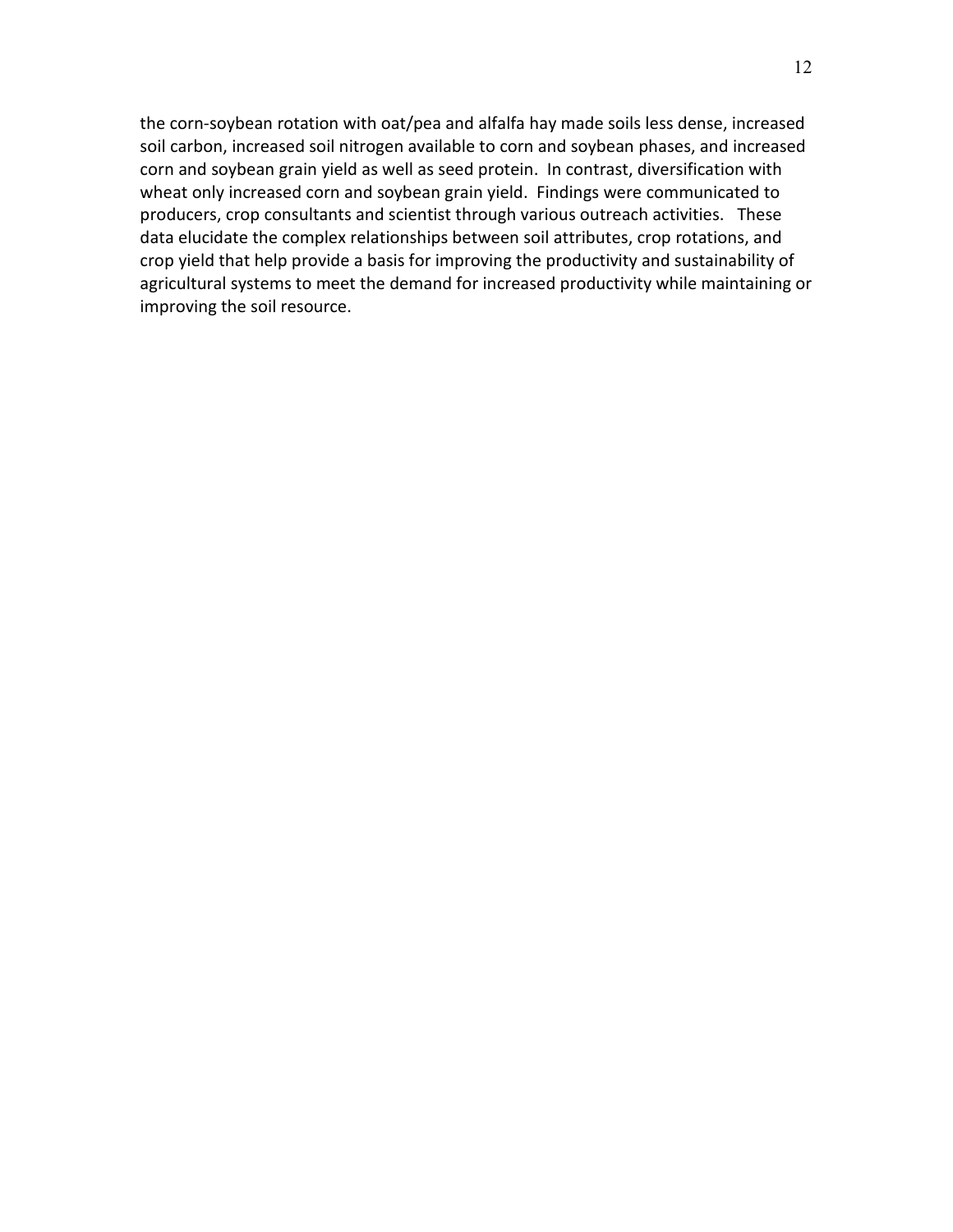the corn-soybean rotation with oat/pea and alfalfa hay made soils less dense, increased soil carbon, increased soil nitrogen available to corn and soybean phases, and increased corn and soybean grain yield as well as seed protein. In contrast, diversification with wheat only increased corn and soybean grain yield. Findings were communicated to producers, crop consultants and scientist through various outreach activities. These data elucidate the complex relationships between soil attributes, crop rotations, and crop yield that help provide a basis for improving the productivity and sustainability of agricultural systems to meet the demand for increased productivity while maintaining or improving the soil resource.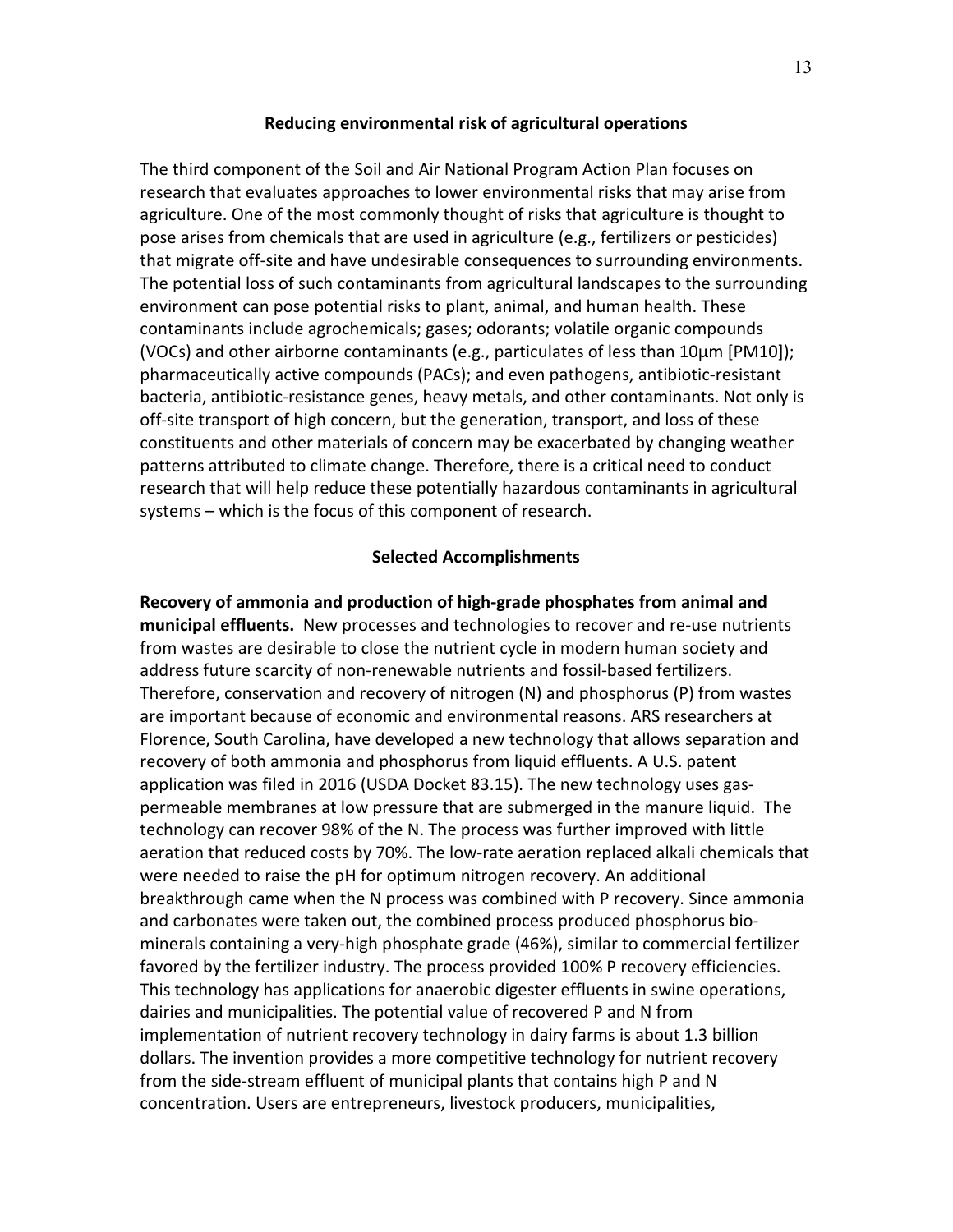## Reducing environmental risk of agricultural operations

The third component of the Soil and Air National Program Action Plan focuses on research that evaluates approaches to lower environmental risks that may arise from agriculture. One of the most commonly thought of risks that agriculture is thought to pose arises from chemicals that are used in agriculture (e.g., fertilizers or pesticides) that migrate off-site and have undesirable consequences to surrounding environments. The potential loss of such contaminants from agricultural landscapes to the surrounding environment can pose potential risks to plant, animal, and human health. These contaminants include agrochemicals; gases; odorants; volatile organic compounds (VOCs) and other airborne contaminants (e.g., particulates of less than 10µm [PM10]); pharmaceutically active compounds (PACs); and even pathogens, antibiotic-resistant bacteria, antibiotic-resistance genes, heavy metals, and other contaminants. Not only is off-site transport of high concern, but the generation, transport, and loss of these constituents and other materials of concern may be exacerbated by changing weather patterns attributed to climate change. Therefore, there is a critical need to conduct research that will help reduce these potentially hazardous contaminants in agricultural systems – which is the focus of this component of research.

### Selected Accomplishments

**Recovery of ammonia and production of high-grade phosphates from animal and municipal effluents.** New processes and technologies to recover and re-use nutrients from wastes are desirable to close the nutrient cycle in modern human society and address future scarcity of non-renewable nutrients and fossil-based fertilizers. Therefore, conservation and recovery of nitrogen (N) and phosphorus (P) from wastes are important because of economic and environmental reasons. ARS researchers at Florence, South Carolina, have developed a new technology that allows separation and recovery of both ammonia and phosphorus from liquid effluents. A U.S. patent application was filed in 2016 (USDA Docket 83.15). The new technology uses gas-permeable membranes at low pressure that are submerged in the manure liquid. The technology can recover 98% of the N. The process was further improved with little aeration that reduced costs by 70%. The low-rate aeration replaced alkali chemicals that were needed to raise the pH for optimum nitrogen recovery. An additional breakthrough came when the N process was combined with P recovery. Since ammonia and carbonates were taken out, the combined process produced phosphorus bio-minerals containing a very-high phosphate grade (46%), similar to commercial fertilizer favored by the fertilizer industry. The process provided 100% P recovery efficiencies. This technology has applications for anaerobic digester effluents in swine operations, dairies and municipalities. The potential value of recovered P and N from implementation of nutrient recovery technology in dairy farms is about 1.3 billion dollars. The invention provides a more competitive technology for nutrient recovery from the side-stream effluent of municipal plants that contains high P and N concentration. Users are entrepreneurs, livestock producers, municipalities,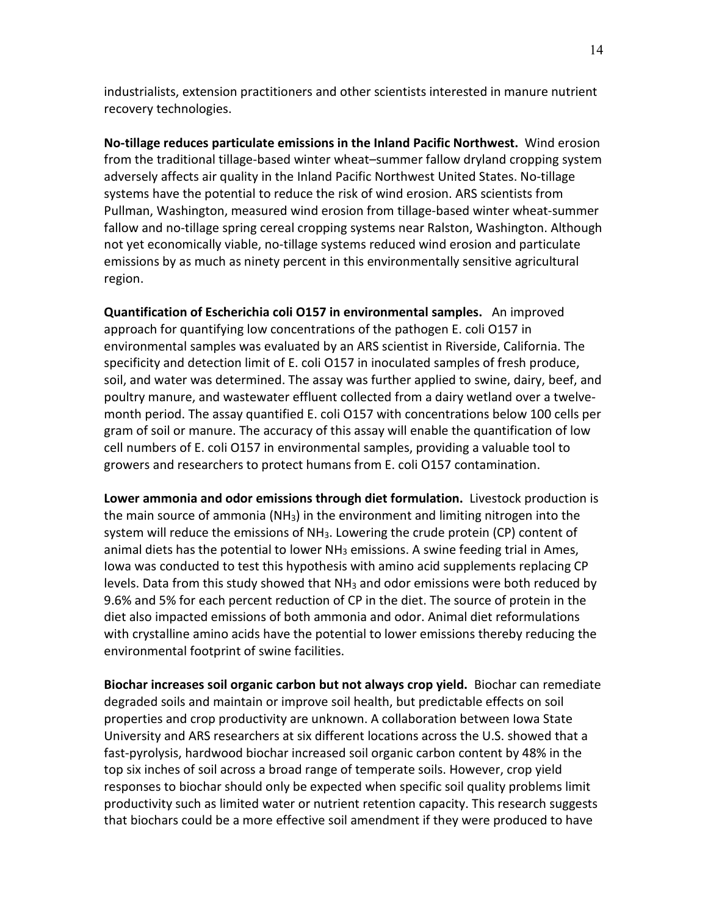industrialists, extension practitioners and other scientists interested in manure nutrient recovery technologies.

**No-tillage reduces particulate emissions in the Inland Pacific Northwest.** Wind erosion from the traditional tillage-based winter wheat–summer fallow dryland cropping system adversely affects air quality in the Inland Pacific Northwest United States. No-tillage systems have the potential to reduce the risk of wind erosion. ARS scientists from Pullman, Washington, measured wind erosion from tillage-based winter wheat-summer fallow and no-tillage spring cereal cropping systems near Ralston, Washington. Although not yet economically viable, no-tillage systems reduced wind erosion and particulate emissions by as much as ninety percent in this environmentally sensitive agricultural region.

**Quantification of Escherichia coli O157 in environmental samples.** An improved approach for quantifying low concentrations of the pathogen E. coli O157 in environmental samples was evaluated by an ARS scientist in Riverside, California. The specificity and detection limit of E. coli O157 in inoculated samples of fresh produce, soil, and water was determined. The assay was further applied to swine, dairy, beef, and poultry manure, and wastewater effluent collected from a dairy wetland over a twelve-month period. The assay quantified E. coli O157 with concentrations below 100 cells per gram of soil or manure. The accuracy of this assay will enable the quantification of low cell numbers of E. coli O157 in environmental samples, providing a valuable tool to growers and researchers to protect humans from E. coli O157 contamination.

**Lower ammonia and odor emissions through diet formulation.** Livestock production is the main source of ammonia ($NH_3$) in the environment and limiting nitrogen into the system will reduce the emissions of $NH_3$. Lowering the crude protein (CP) content of animal diets has the potential to lower $NH_3$ emissions. A swine feeding trial in Ames, Iowa was conducted to test this hypothesis with amino acid supplements replacing CP levels. Data from this study showed that $NH_3$ and odor emissions were both reduced by 9.6% and 5% for each percent reduction of CP in the diet. The source of protein in the diet also impacted emissions of both ammonia and odor. Animal diet reformulations with crystalline amino acids have the potential to lower emissions thereby reducing the environmental footprint of swine facilities.

**Biochar increases soil organic carbon but not always crop yield.** Biochar can remediate degraded soils and maintain or improve soil health, but predictable effects on soil properties and crop productivity are unknown. A collaboration between Iowa State University and ARS researchers at six different locations across the U.S. showed that a fast-pyrolysis, hardwood biochar increased soil organic carbon content by 48% in the top six inches of soil across a broad range of temperate soils. However, crop yield responses to biochar should only be expected when specific soil quality problems limit productivity such as limited water or nutrient retention capacity. This research suggests that biochars could be a more effective soil amendment if they were produced to have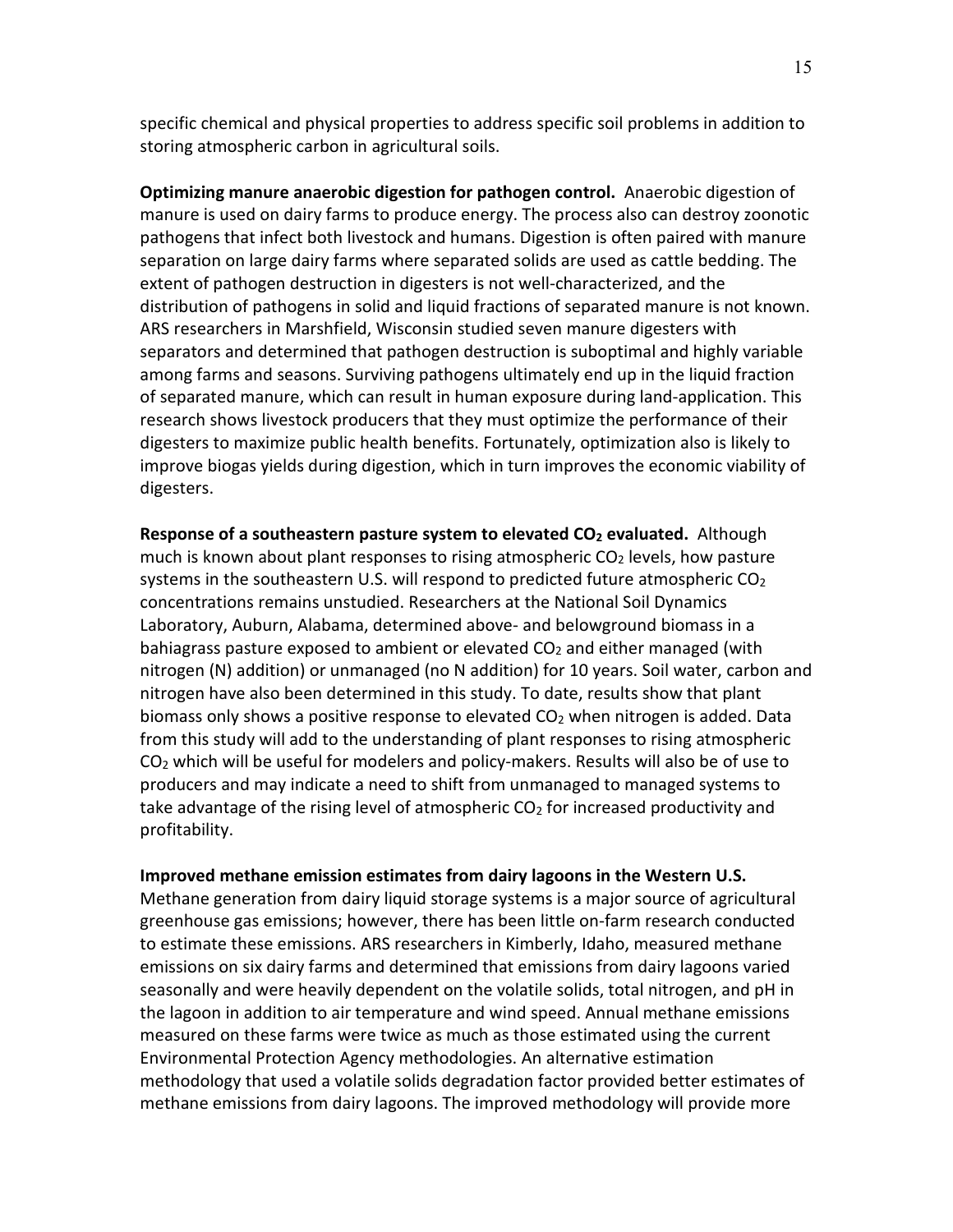specific chemical and physical properties to address specific soil problems in addition to storing atmospheric carbon in agricultural soils.

**Optimizing manure anaerobic digestion for pathogen control.** Anaerobic digestion of manure is used on dairy farms to produce energy. The process also can destroy zoonotic pathogens that infect both livestock and humans. Digestion is often paired with manure separation on large dairy farms where separated solids are used as cattle bedding. The extent of pathogen destruction in digesters is not well-characterized, and the distribution of pathogens in solid and liquid fractions of separated manure is not known. ARS researchers in Marshfield, Wisconsin studied seven manure digesters with separators and determined that pathogen destruction is suboptimal and highly variable among farms and seasons. Surviving pathogens ultimately end up in the liquid fraction of separated manure, which can result in human exposure during land-application. This research shows livestock producers that they must optimize the performance of their digesters to maximize public health benefits. Fortunately, optimization also is likely to improve biogas yields during digestion, which in turn improves the economic viability of digesters.

**Response of a southeastern pasture system to elevated $CO_2$ evaluated.** Although much is known about plant responses to rising atmospheric $CO_2$ levels, how pasture systems in the southeastern U.S. will respond to predicted future atmospheric $CO_2$ concentrations remains unstudied. Researchers at the National Soil Dynamics Laboratory, Auburn, Alabama, determined above- and belowground biomass in a bahiagrass pasture exposed to ambient or elevated $CO_2$ and either managed (with nitrogen (N) addition) or unmanaged (no N addition) for 10 years. Soil water, carbon and nitrogen have also been determined in this study. To date, results show that plant biomass only shows a positive response to elevated $CO_2$ when nitrogen is added. Data from this study will add to the understanding of plant responses to rising atmospheric $CO_2$ which will be useful for modelers and policy-makers. Results will also be of use to producers and may indicate a need to shift from unmanaged to managed systems to take advantage of the rising level of atmospheric $CO_2$ for increased productivity and profitability.

**Improved methane emission estimates from dairy lagoons in the Western U.S.** Methane generation from dairy liquid storage systems is a major source of agricultural greenhouse gas emissions; however, there has been little on-farm research conducted to estimate these emissions. ARS researchers in Kimberly, Idaho, measured methane emissions on six dairy farms and determined that emissions from dairy lagoons varied seasonally and were heavily dependent on the volatile solids, total nitrogen, and pH in the lagoon in addition to air temperature and wind speed. Annual methane emissions measured on these farms were twice as much as those estimated using the current Environmental Protection Agency methodologies. An alternative estimation methodology that used a volatile solids degradation factor provided better estimates of methane emissions from dairy lagoons. The improved methodology will provide more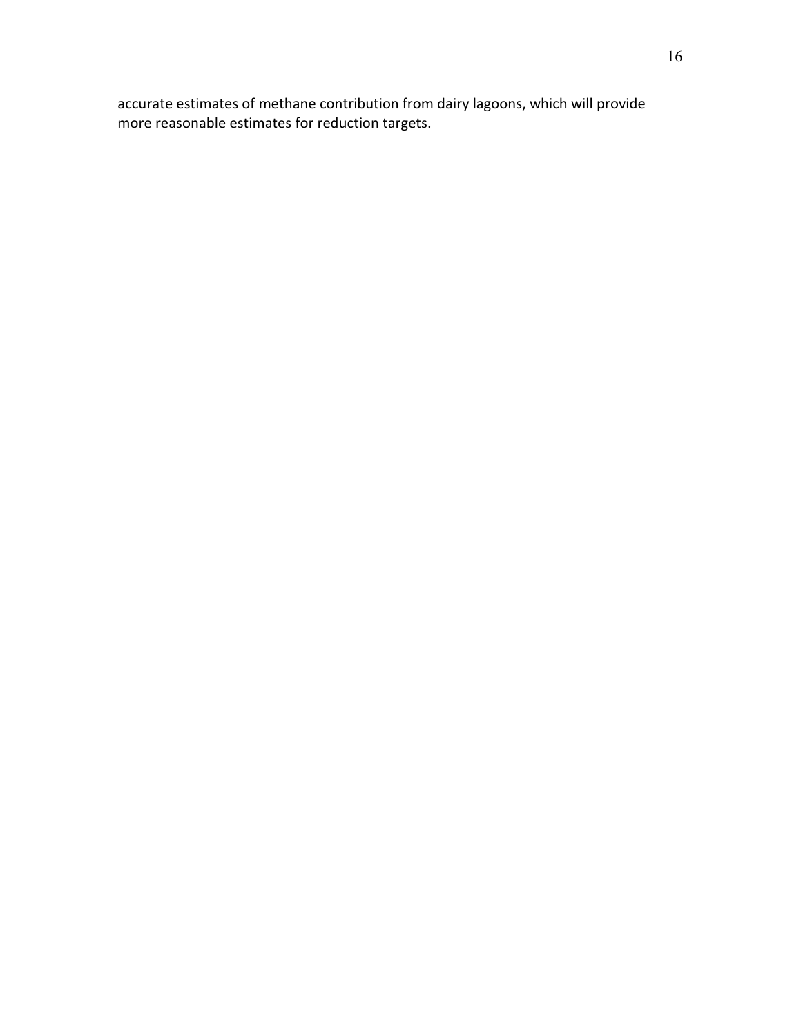accurate estimates of methane contribution from dairy lagoons, which will provide more reasonable estimates for reduction targets.